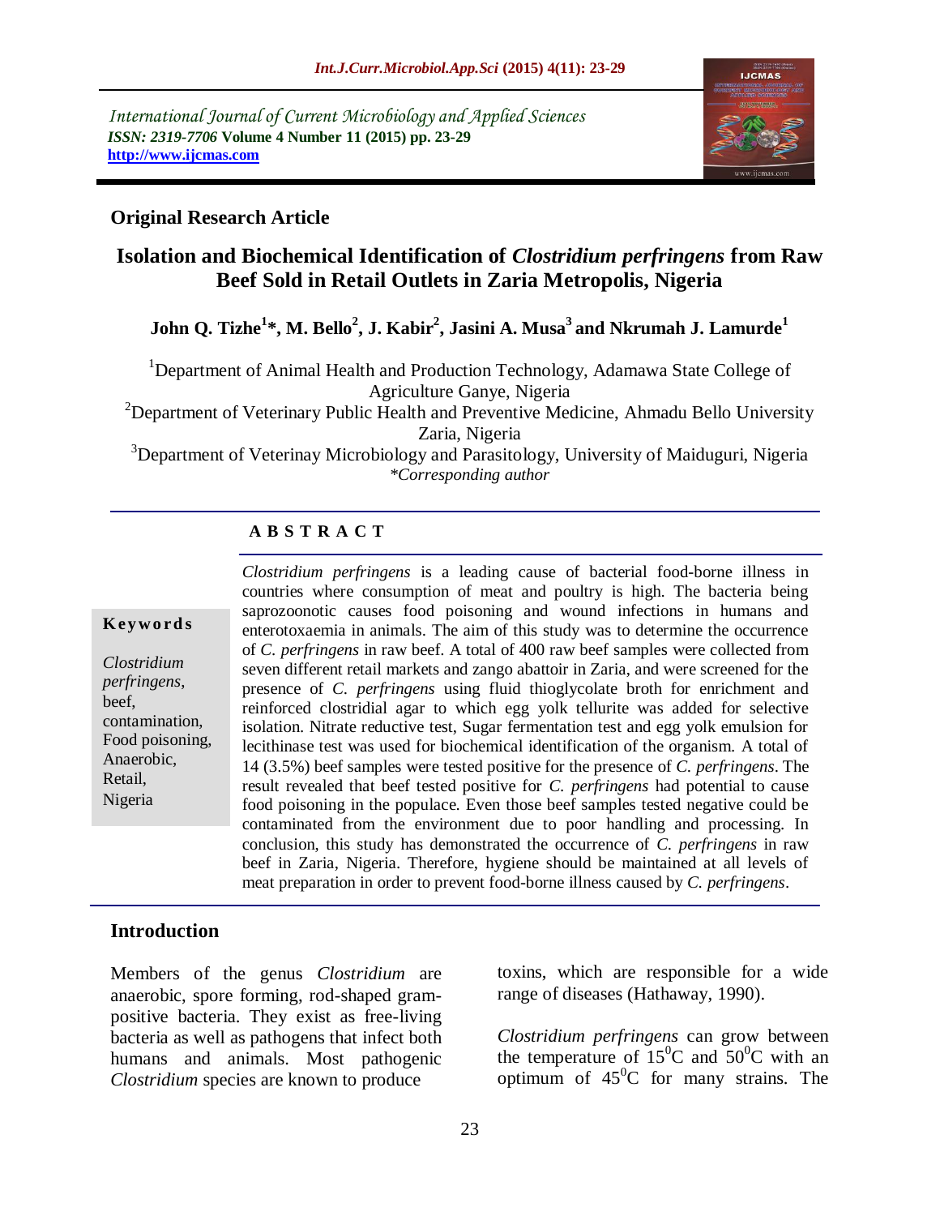International Journal of Current Microbiology and Applied Sciences
*ISSN: 2319-7706* **Volume 4 Number 11 (2015) pp. 23-29**
**http://www.ijcmas.com**

## Original Research Article

# Isolation and Biochemical Identification of *Clostridium perfringens* from Raw Beef Sold in Retail Outlets in Zaria Metropolis, Nigeria

**John Q. Tizhe[1]*, M. Bello[2], J. Kabir[2], Jasini A. Musa[3] and Nkrumah J. Lamurde[1]**

[1]Department of Animal Health and Production Technology, Adamawa State College of Agriculture Ganye, Nigeria
[2]Department of Veterinary Public Health and Preventive Medicine, Ahmadu Bello University Zaria, Nigeria
[3]Department of Veterinay Microbiology and Parasitology, University of Maiduguri, Nigeria
*\*Corresponding author*

### A B S T R A C T

**Keywords**

*Clostridium perfringens*, beef, contamination, Food poisoning, Anaerobic, Retail, Nigeria

*Clostridium perfringens* is a leading cause of bacterial food-borne illness in countries where consumption of meat and poultry is high. The bacteria being saprozoonotic causes food poisoning and wound infections in humans and enterotoxaemia in animals. The aim of this study was to determine the occurrence of *C. perfringens* in raw beef. A total of 400 raw beef samples were collected from seven different retail markets and zango abattoir in Zaria, and were screened for the presence of *C. perfringens* using fluid thioglycolate broth for enrichment and reinforced clostridial agar to which egg yolk tellurite was added for selective isolation. Nitrate reductive test, Sugar fermentation test and egg yolk emulsion for lecithinase test was used for biochemical identification of the organism. A total of 14 (3.5%) beef samples were tested positive for the presence of *C. perfringens*. The result revealed that beef tested positive for *C. perfringens* had potential to cause food poisoning in the populace. Even those beef samples tested negative could be contaminated from the environment due to poor handling and processing. In conclusion, this study has demonstrated the occurrence of *C. perfringens* in raw beef in Zaria, Nigeria. Therefore, hygiene should be maintained at all levels of meat preparation in order to prevent food-borne illness caused by *C. perfringens*.

## Introduction

Members of the genus *Clostridium* are anaerobic, spore forming, rod-shaped gram-positive bacteria. They exist as free-living bacteria as well as pathogens that infect both humans and animals. Most pathogenic *Clostridium* species are known to produce toxins, which are responsible for a wide range of diseases (Hathaway, 1990).

*Clostridium perfringens* can grow between the temperature of $15^0$C and $50^0$C with an optimum of $45^0$C for many strains. The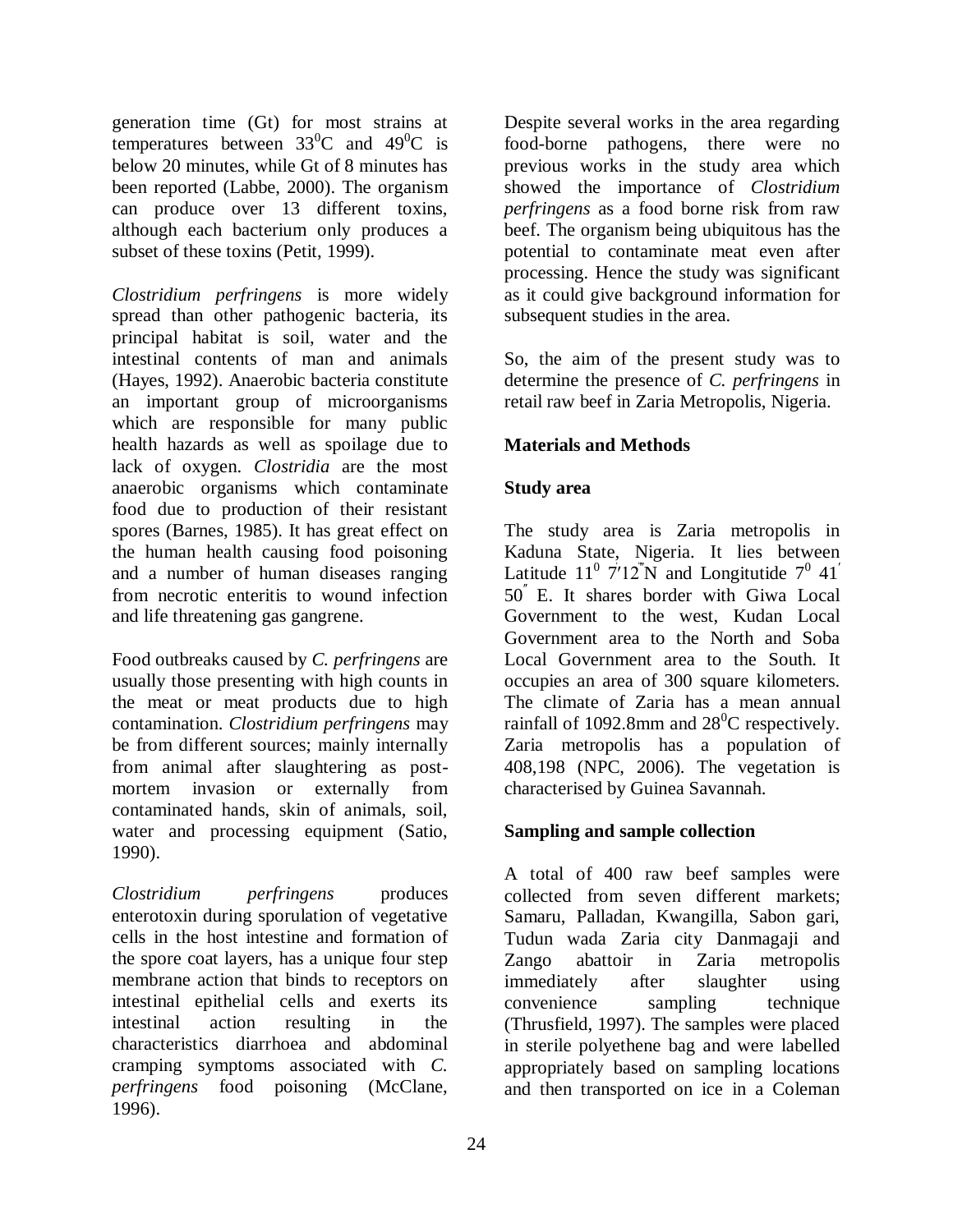generation time (Gt) for most strains at temperatures between $33^0$C and $49^0$C is below 20 minutes, while Gt of 8 minutes has been reported (Labbe, 2000). The organism can produce over 13 different toxins, although each bacterium only produces a subset of these toxins (Petit, 1999).

*Clostridium perfringens* is more widely spread than other pathogenic bacteria, its principal habitat is soil, water and the intestinal contents of man and animals (Hayes, 1992). Anaerobic bacteria constitute an important group of microorganisms which are responsible for many public health hazards as well as spoilage due to lack of oxygen. *Clostridia* are the most anaerobic organisms which contaminate food due to production of their resistant spores (Barnes, 1985). It has great effect on the human health causing food poisoning and a number of human diseases ranging from necrotic enteritis to wound infection and life threatening gas gangrene.

Food outbreaks caused by *C. perfringens* are usually those presenting with high counts in the meat or meat products due to high contamination. *Clostridium perfringens* may be from different sources; mainly internally from animal after slaughtering as post-mortem invasion or externally from contaminated hands, skin of animals, soil, water and processing equipment (Satio, 1990).

*Clostridium perfringens* produces enterotoxin during sporulation of vegetative cells in the host intestine and formation of the spore coat layers, has a unique four step membrane action that binds to receptors on intestinal epithelial cells and exerts its intestinal action resulting in the characteristics diarrhoea and abdominal cramping symptoms associated with *C. perfringens* food poisoning (McClane, 1996).

Despite several works in the area regarding food-borne pathogens, there were no previous works in the study area which showed the importance of *Clostridium perfringens* as a food borne risk from raw beef. The organism being ubiquitous has the potential to contaminate meat even after processing. Hence the study was significant as it could give background information for subsequent studies in the area.

So, the aim of the present study was to determine the presence of *C. perfringens* in retail raw beef in Zaria Metropolis, Nigeria.

## Materials and Methods

### Study area

The study area is Zaria metropolis in Kaduna State, Nigeria. It lies between Latitude $11^0$ 7′12″N and Longitutide $7^0$ 41′ 50″ E. It shares border with Giwa Local Government to the west, Kudan Local Government area to the North and Soba Local Government area to the South. It occupies an area of 300 square kilometers. The climate of Zaria has a mean annual rainfall of 1092.8mm and $28^0$C respectively. Zaria metropolis has a population of 408,198 (NPC, 2006). The vegetation is characterised by Guinea Savannah.

### Sampling and sample collection

A total of 400 raw beef samples were collected from seven different markets; Samaru, Palladan, Kwangilla, Sabon gari, Tudun wada Zaria city Danmagaji and Zango abattoir in Zaria metropolis immediately after slaughter using convenience sampling technique (Thrusfield, 1997). The samples were placed in sterile polyethene bag and were labelled appropriately based on sampling locations and then transported on ice in a Coleman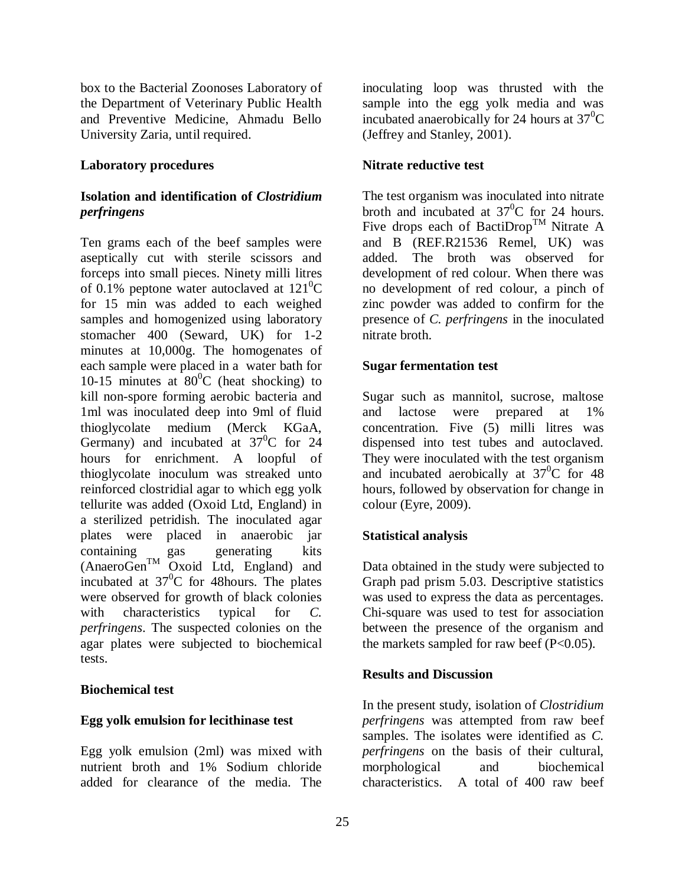box to the Bacterial Zoonoses Laboratory of the Department of Veterinary Public Health and Preventive Medicine, Ahmadu Bello University Zaria, until required.

**Laboratory procedures**

***Isolation and identification of Clostridium perfringens***

Ten grams each of the beef samples were aseptically cut with sterile scissors and forceps into small pieces. Ninety milli litres of 0.1% peptone water autoclaved at $121^0$C for 15 min was added to each weighed samples and homogenized using laboratory stomacher 400 (Seward, UK) for 1-2 minutes at 10,000g. The homogenates of each sample were placed in a water bath for 10-15 minutes at $80^0$C (heat shocking) to kill non-spore forming aerobic bacteria and 1ml was inoculated deep into 9ml of fluid thioglycolate medium (Merck KGaA, Germany) and incubated at $37^0$C for 24 hours for enrichment. A loopful of thioglycolate inoculum was streaked unto reinforced clostridial agar to which egg yolk tellurite was added (Oxoid Ltd, England) in a sterilized petridish. The inoculated agar plates were placed in anaerobic jar containing gas generating kits (AnaeroGen™ Oxoid Ltd, England) and incubated at $37^0$C for 48hours. The plates were observed for growth of black colonies with characteristics typical for *C. perfringens*. The suspected colonies on the agar plates were subjected to biochemical tests.

**Biochemical test**

**Egg yolk emulsion for lecithinase test**

Egg yolk emulsion (2ml) was mixed with nutrient broth and 1% Sodium chloride added for clearance of the media. The inoculating loop was thrusted with the sample into the egg yolk media and was incubated anaerobically for 24 hours at $37^0$C (Jeffrey and Stanley, 2001).

**Nitrate reductive test**

The test organism was inoculated into nitrate broth and incubated at $37^0$C for 24 hours. Five drops each of BactiDrop™ Nitrate A and B (REF.R21536 Remel, UK) was added. The broth was observed for development of red colour. When there was no development of red colour, a pinch of zinc powder was added to confirm for the presence of *C. perfringens* in the inoculated nitrate broth.

**Sugar fermentation test**

Sugar such as mannitol, sucrose, maltose and lactose were prepared at 1% concentration. Five (5) milli litres was dispensed into test tubes and autoclaved. They were inoculated with the test organism and incubated aerobically at $37^0$C for 48 hours, followed by observation for change in colour (Eyre, 2009).

**Statistical analysis**

Data obtained in the study were subjected to Graph pad prism 5.03. Descriptive statistics was used to express the data as percentages. Chi-square was used to test for association between the presence of the organism and the markets sampled for raw beef ($P<0.05$).

**Results and Discussion**

In the present study, isolation of *Clostridium perfringens* was attempted from raw beef samples. The isolates were identified as *C. perfringens* on the basis of their cultural, morphological and biochemical characteristics. A total of 400 raw beef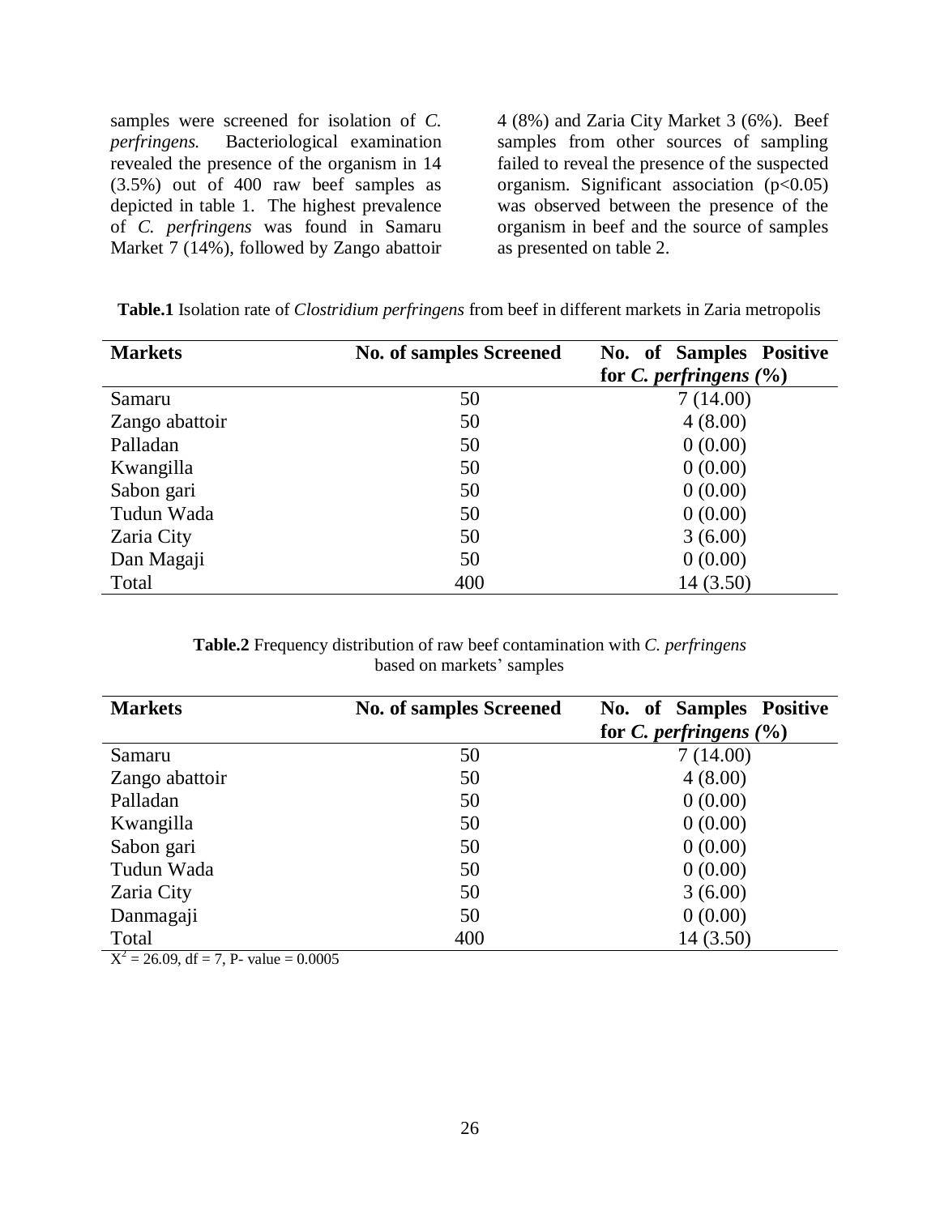samples were screened for isolation of *C. perfringens.* Bacteriological examination revealed the presence of the organism in 14 (3.5%) out of 400 raw beef samples as depicted in table 1. The highest prevalence of *C. perfringens* was found in Samaru Market 7 (14%), followed by Zango abattoir 4 (8%) and Zaria City Market 3 (6%). Beef samples from other sources of sampling failed to reveal the presence of the suspected organism. Significant association ($p<0.05$) was observed between the presence of the organism in beef and the source of samples as presented on table 2.

**Table.1** Isolation rate of *Clostridium perfringens* from beef in different markets in Zaria metropolis

| Markets | No. of samples Screened | No. of Samples Positive for *C. perfringens* (%) |
|---|---|---|
| Samaru | 50 | 7 (14.00) |
| Zango abattoir | 50 | 4 (8.00) |
| Palladan | 50 | 0 (0.00) |
| Kwangilla | 50 | 0 (0.00) |
| Sabon gari | 50 | 0 (0.00) |
| Tudun Wada | 50 | 0 (0.00) |
| Zaria City | 50 | 3 (6.00) |
| Dan Magaji | 50 | 0 (0.00) |
| Total | 400 | 14 (3.50) |

**Table.2** Frequency distribution of raw beef contamination with *C. perfringens* based on markets' samples

| Markets | No. of samples Screened | No. of Samples Positive for *C. perfringens* (%) |
|---|---|---|
| Samaru | 50 | 7 (14.00) |
| Zango abattoir | 50 | 4 (8.00) |
| Palladan | 50 | 0 (0.00) |
| Kwangilla | 50 | 0 (0.00) |
| Sabon gari | 50 | 0 (0.00) |
| Tudun Wada | 50 | 0 (0.00) |
| Zaria City | 50 | 3 (6.00) |
| Danmagaji | 50 | 0 (0.00) |
| Total | 400 | 14 (3.50) |

$X^2 = 26.09$, df = 7, P- value = 0.0005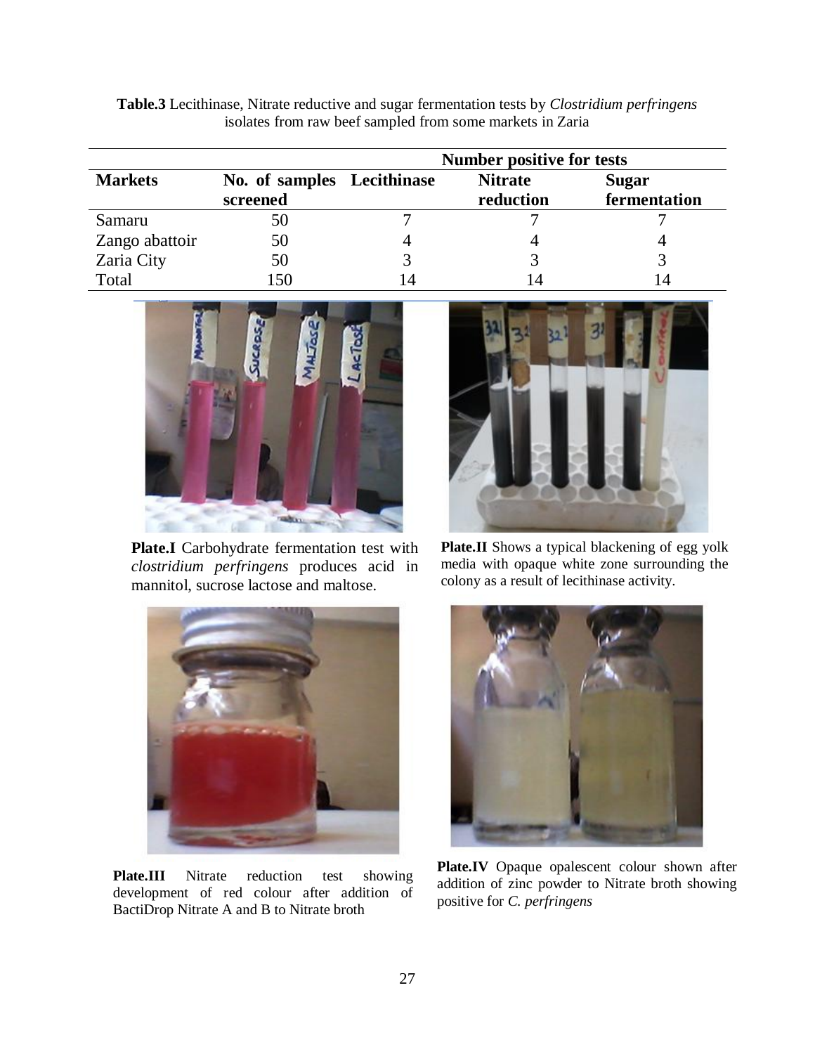**Table.3** Lecithinase, Nitrate reductive and sugar fermentation tests by *Clostridium perfringens* isolates from raw beef sampled from some markets in Zaria

| | | Number positive for tests | | |
|---|---|---|---|---|
| **Markets** | **No. of samples screened** | **Lecithinase** | **Nitrate reduction** | **Sugar fermentation** |
| Samaru | 50 | 7 | 7 | 7 |
| Zango abattoir | 50 | 4 | 4 | 4 |
| Zaria City | 50 | 3 | 3 | 3 |
| Total | 150 | 14 | 14 | 14 |

**Plate.I** Carbohydrate fermentation test with *clostridium perfringens* produces acid in mannitol, sucrose lactose and maltose.

**Plate.II** Shows a typical blackening of egg yolk media with opaque white zone surrounding the colony as a result of lecithinase activity.

**Plate.III** Nitrate reduction test showing development of red colour after addition of BactiDrop Nitrate A and B to Nitrate broth

**Plate.IV** Opaque opalescent colour shown after addition of zinc powder to Nitrate broth showing positive for *C. perfringens*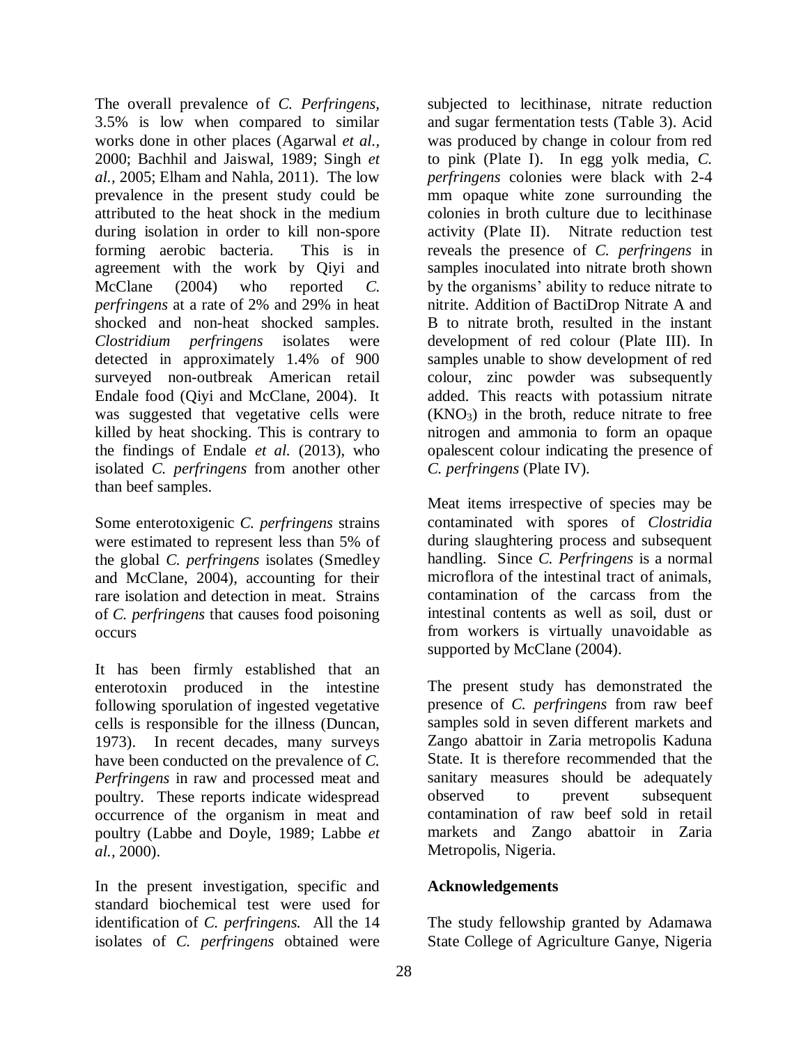The overall prevalence of *C. Perfringens,* 3.5% is low when compared to similar works done in other places (Agarwal *et al.,* 2000; Bachhil and Jaiswal, 1989; Singh *et al.,* 2005; Elham and Nahla, 2011). The low prevalence in the present study could be attributed to the heat shock in the medium during isolation in order to kill non-spore forming aerobic bacteria. This is in agreement with the work by Qiyi and McClane (2004) who reported *C. perfringens* at a rate of 2% and 29% in heat shocked and non-heat shocked samples. *Clostridium perfringens* isolates were detected in approximately 1.4% of 900 surveyed non-outbreak American retail Endale food (Qiyi and McClane, 2004). It was suggested that vegetative cells were killed by heat shocking. This is contrary to the findings of Endale *et al.* (2013), who isolated *C. perfringens* from another other than beef samples.

Some enterotoxigenic *C. perfringens* strains were estimated to represent less than 5% of the global *C. perfringens* isolates (Smedley and McClane, 2004), accounting for their rare isolation and detection in meat. Strains of *C. perfringens* that causes food poisoning occurs

It has been firmly established that an enterotoxin produced in the intestine following sporulation of ingested vegetative cells is responsible for the illness (Duncan, 1973). In recent decades, many surveys have been conducted on the prevalence of *C. Perfringens* in raw and processed meat and poultry. These reports indicate widespread occurrence of the organism in meat and poultry (Labbe and Doyle, 1989; Labbe *et al.,* 2000).

In the present investigation, specific and standard biochemical test were used for identification of *C. perfringens.* All the 14 isolates of *C. perfringens* obtained were subjected to lecithinase, nitrate reduction and sugar fermentation tests (Table 3). Acid was produced by change in colour from red to pink (Plate I). In egg yolk media, *C. perfringens* colonies were black with 2-4 mm opaque white zone surrounding the colonies in broth culture due to lecithinase activity (Plate II). Nitrate reduction test reveals the presence of *C. perfringens* in samples inoculated into nitrate broth shown by the organisms' ability to reduce nitrate to nitrite. Addition of BactiDrop Nitrate A and B to nitrate broth, resulted in the instant development of red colour (Plate III). In samples unable to show development of red colour, zinc powder was subsequently added. This reacts with potassium nitrate ($KNO_3$) in the broth, reduce nitrate to free nitrogen and ammonia to form an opaque opalescent colour indicating the presence of *C. perfringens* (Plate IV).

Meat items irrespective of species may be contaminated with spores of *Clostridia* during slaughtering process and subsequent handling. Since *C. Perfringens* is a normal microflora of the intestinal tract of animals, contamination of the carcass from the intestinal contents as well as soil, dust or from workers is virtually unavoidable as supported by McClane (2004).

The present study has demonstrated the presence of *C. perfringens* from raw beef samples sold in seven different markets and Zango abattoir in Zaria metropolis Kaduna State. It is therefore recommended that the sanitary measures should be adequately observed to prevent subsequent contamination of raw beef sold in retail markets and Zango abattoir in Zaria Metropolis, Nigeria.

## Acknowledgements

The study fellowship granted by Adamawa State College of Agriculture Ganye, Nigeria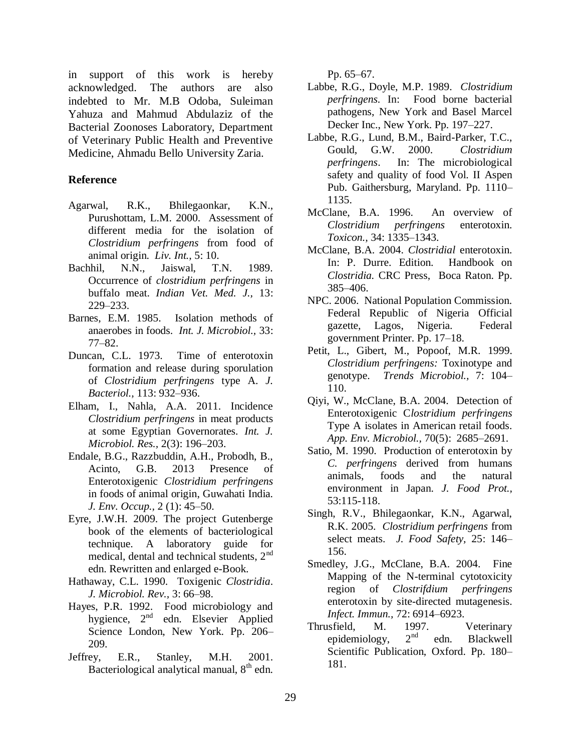in support of this work is hereby acknowledged. The authors are also indebted to Mr. M.B Odoba, Suleiman Yahuza and Mahmud Abdulaziz of the Bacterial Zoonoses Laboratory, Department of Veterinary Public Health and Preventive Medicine, Ahmadu Bello University Zaria.

## Reference

Agarwal, R.K., Bhilegaonkar, K.N., Purushottam, L.M. 2000. Assessment of different media for the isolation of *Clostridium perfringens* from food of animal origin. *Liv. Int.,* 5: 10.

Bachhil, N.N., Jaiswal, T.N. 1989. Occurrence of *clostridium perfringens* in buffalo meat. *Indian Vet. Med. J.,* 13: 229–233.

Barnes, E.M. 1985. Isolation methods of anaerobes in foods. *Int. J. Microbiol.,* 33: 77–82.

Duncan, C.L. 1973. Time of enterotoxin formation and release during sporulation of *Clostridium perfringens* type A. *J. Bacteriol.,* 113: 932–936.

Elham, I., Nahla, A.A. 2011. Incidence *Clostridium perfringens* in meat products at some Egyptian Governorates. *Int. J. Microbiol. Res.,* 2(3): 196–203.

Endale, B.G., Razzbuddin, A.H., Probodh, B., Acinto, G.B. 2013 Presence of Enterotoxigenic *Clostridium perfringens* in foods of animal origin, Guwahati India. *J. Env. Occup.,* 2 (1): 45–50.

Eyre, J.W.H. 2009. The project Gutenberge book of the elements of bacteriological technique. A laboratory guide for medical, dental and technical students, 2nd edn. Rewritten and enlarged e-Book.

Hathaway, C.L. 1990. Toxigenic *Clostridia*. *J. Microbiol. Rev.,* 3: 66–98.

Hayes, P.R. 1992. Food microbiology and hygience, 2nd edn. Elsevier Applied Science London, New York. Pp. 206–209.

Jeffrey, E.R., Stanley, M.H. 2001. Bacteriological analytical manual, 8th edn. Pp. 65–67.

Labbe, R.G., Doyle, M.P. 1989. *Clostridium perfringens.* In: Food borne bacterial pathogens, New York and Basel Marcel Decker Inc., New York. Pp. 197–227.

Labbe, R.G., Lund, B.M., Baird-Parker, T.C., Gould, G.W. 2000. *Clostridium perfringens*. In: The microbiological safety and quality of food Vol. II Aspen Pub. Gaithersburg, Maryland. Pp. 1110–1135.

McClane, B.A. 1996. An overview of *Clostridium perfringens* enterotoxin. *Toxicon.,* 34: 1335–1343.

McClane, B.A. 2004. *Clostridial* enterotoxin. In: P. Durre. Edition. Handbook on *Clostridia.* CRC Press, Boca Raton. Pp. 385–406.

NPC. 2006. National Population Commission. Federal Republic of Nigeria Official gazette, Lagos, Nigeria. Federal government Printer. Pp. 17–18.

Petit, L., Gibert, M., Popoof, M.R. 1999. *Clostridium perfringens:* Toxinotype and genotype. *Trends Microbiol.,* 7: 104–110.

Qiyi, W., McClane, B.A. 2004. Detection of Enterotoxigenic C*lostridium perfringens* Type A isolates in American retail foods. *App. Env. Microbiol.,* 70(5): 2685–2691.

Satio, M. 1990. Production of enterotoxin by *C. perfringens* derived from humans animals, foods and the natural environment in Japan. *J. Food Prot.,* 53:115-118.

Singh, R.V., Bhilegaonkar, K.N., Agarwal, R.K. 2005. *Clostridium perfringens* from select meats. *J. Food Safety,* 25: 146–156.

Smedley, J.G., McClane, B.A. 2004. Fine Mapping of the N-terminal cytotoxicity region of *Clostrifdium perfringens* enterotoxin by site-directed mutagenesis. *Infect. Immun.,* 72: 6914–6923.

Thrusfield, M. 1997. Veterinary epidemiology, 2nd edn. Blackwell Scientific Publication, Oxford. Pp. 180–181.